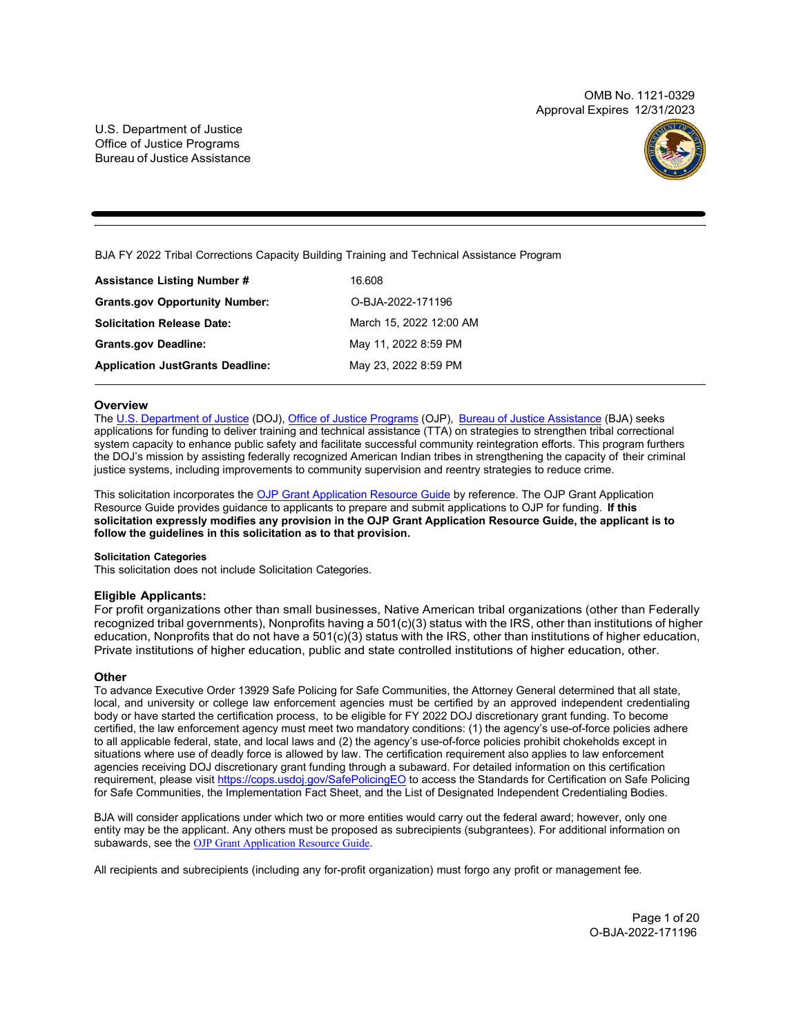OMB No. 1121-0329
Approval Expires 12/31/2023

U.S. Department of Justice
Office of Justice Programs
Bureau of Justice Assistance

BJA FY 2022 Tribal Corrections Capacity Building Training and Technical Assistance Program

| | |
|---|---|
| **Assistance Listing Number #** | 16.608 |
| **Grants.gov Opportunity Number:** | O-BJA-2022-171196 |
| **Solicitation Release Date:** | March 15, 2022 12:00 AM |
| **Grants.gov Deadline:** | May 11, 2022 8:59 PM |
| **Application JustGrants Deadline:** | May 23, 2022 8:59 PM |

## Overview

The U.S. Department of Justice (DOJ), Office of Justice Programs (OJP), Bureau of Justice Assistance (BJA) seeks applications for funding to deliver training and technical assistance (TTA) on strategies to strengthen tribal correctional system capacity to enhance public safety and facilitate successful community reintegration efforts. This program furthers the DOJ's mission by assisting federally recognized American Indian tribes in strengthening the capacity of their criminal justice systems, including improvements to community supervision and reentry strategies to reduce crime.

This solicitation incorporates the OJP Grant Application Resource Guide by reference. The OJP Grant Application Resource Guide provides guidance to applicants to prepare and submit applications to OJP for funding. **If this solicitation expressly modifies any provision in the OJP Grant Application Resource Guide, the applicant is to follow the guidelines in this solicitation as to that provision.**

#### Solicitation Categories

This solicitation does not include Solicitation Categories.

### Eligible Applicants:

For profit organizations other than small businesses, Native American tribal organizations (other than Federally recognized tribal governments), Nonprofits having a 501(c)(3) status with the IRS, other than institutions of higher education, Nonprofits that do not have a 501(c)(3) status with the IRS, other than institutions of higher education, Private institutions of higher education, public and state controlled institutions of higher education, other.

### Other

To advance Executive Order 13929 Safe Policing for Safe Communities, the Attorney General determined that all state, local, and university or college law enforcement agencies must be certified by an approved independent credentialing body or have started the certification process, to be eligible for FY 2022 DOJ discretionary grant funding. To become certified, the law enforcement agency must meet two mandatory conditions: (1) the agency's use-of-force policies adhere to all applicable federal, state, and local laws and (2) the agency's use-of-force policies prohibit chokeholds except in situations where use of deadly force is allowed by law. The certification requirement also applies to law enforcement agencies receiving DOJ discretionary grant funding through a subaward. For detailed information on this certification requirement, please visit https://cops.usdoj.gov/SafePolicingEO to access the Standards for Certification on Safe Policing for Safe Communities, the Implementation Fact Sheet, and the List of Designated Independent Credentialing Bodies.

BJA will consider applications under which two or more entities would carry out the federal award; however, only one entity may be the applicant. Any others must be proposed as subrecipients (subgrantees). For additional information on subawards, see the OJP Grant Application Resource Guide.

All recipients and subrecipients (including any for-profit organization) must forgo any profit or management fee.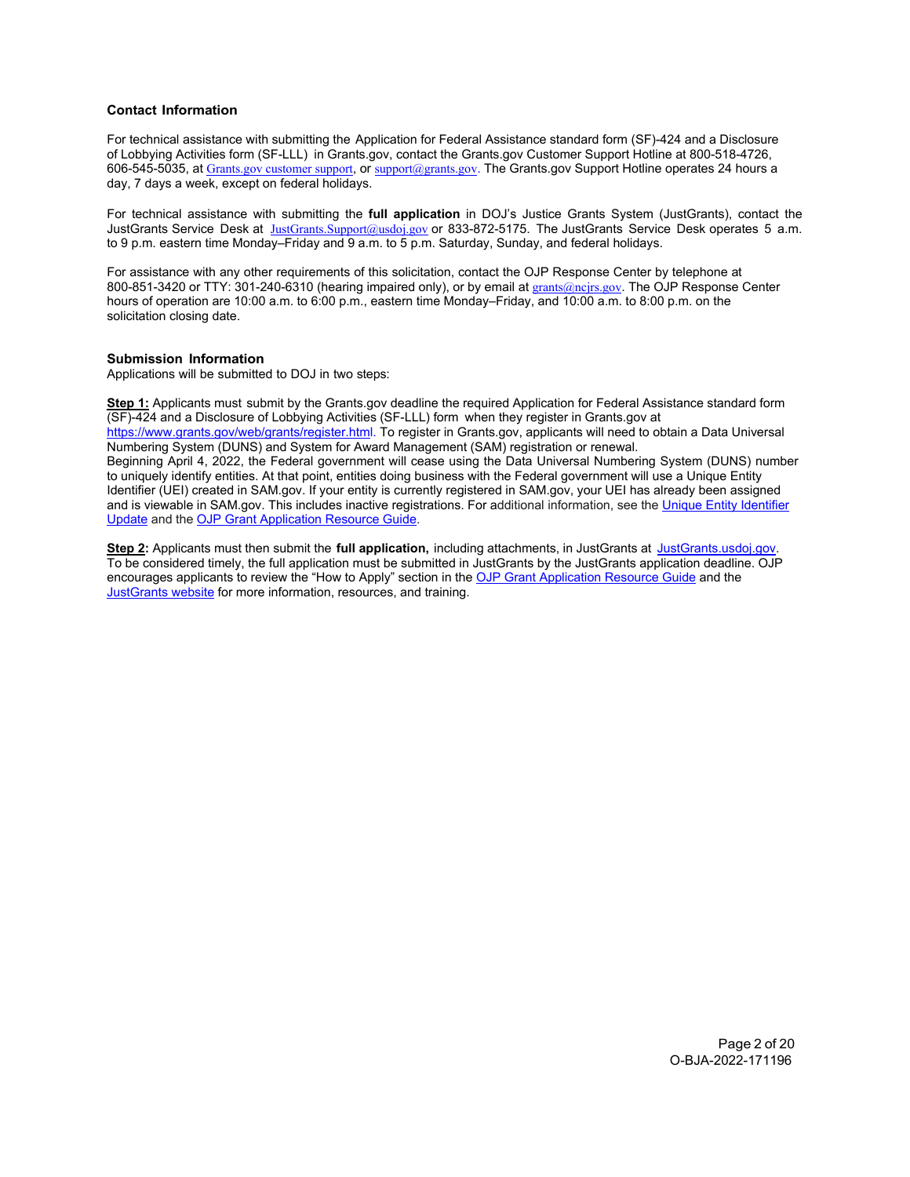### Contact Information

For technical assistance with submitting the Application for Federal Assistance standard form (SF)-424 and a Disclosure of Lobbying Activities form (SF-LLL) in Grants.gov, contact the Grants.gov Customer Support Hotline at 800-518-4726, 606-545-5035, at Grants.gov customer support, or support@grants.gov. The Grants.gov Support Hotline operates 24 hours a day, 7 days a week, except on federal holidays.

For technical assistance with submitting the **full application** in DOJ's Justice Grants System (JustGrants), contact the JustGrants Service Desk at JustGrants.Support@usdoj.gov or 833-872-5175. The JustGrants Service Desk operates 5 a.m. to 9 p.m. eastern time Monday–Friday and 9 a.m. to 5 p.m. Saturday, Sunday, and federal holidays.

For assistance with any other requirements of this solicitation, contact the OJP Response Center by telephone at 800-851-3420 or TTY: 301-240-6310 (hearing impaired only), or by email at grants@ncjrs.gov. The OJP Response Center hours of operation are 10:00 a.m. to 6:00 p.m., eastern time Monday–Friday, and 10:00 a.m. to 8:00 p.m. on the solicitation closing date.

### Submission Information

Applications will be submitted to DOJ in two steps:

**Step 1:** Applicants must submit by the Grants.gov deadline the required Application for Federal Assistance standard form (SF)-424 and a Disclosure of Lobbying Activities (SF-LLL) form when they register in Grants.gov at https://www.grants.gov/web/grants/register.html. To register in Grants.gov, applicants will need to obtain a Data Universal Numbering System (DUNS) and System for Award Management (SAM) registration or renewal.
Beginning April 4, 2022, the Federal government will cease using the Data Universal Numbering System (DUNS) number to uniquely identify entities. At that point, entities doing business with the Federal government will use a Unique Entity Identifier (UEI) created in SAM.gov. If your entity is currently registered in SAM.gov, your UEI has already been assigned and is viewable in SAM.gov. This includes inactive registrations. For additional information, see the Unique Entity Identifier Update and the OJP Grant Application Resource Guide.

**Step 2:** Applicants must then submit the **full application,** including attachments, in JustGrants at JustGrants.usdoj.gov. To be considered timely, the full application must be submitted in JustGrants by the JustGrants application deadline. OJP encourages applicants to review the "How to Apply" section in the OJP Grant Application Resource Guide and the JustGrants website for more information, resources, and training.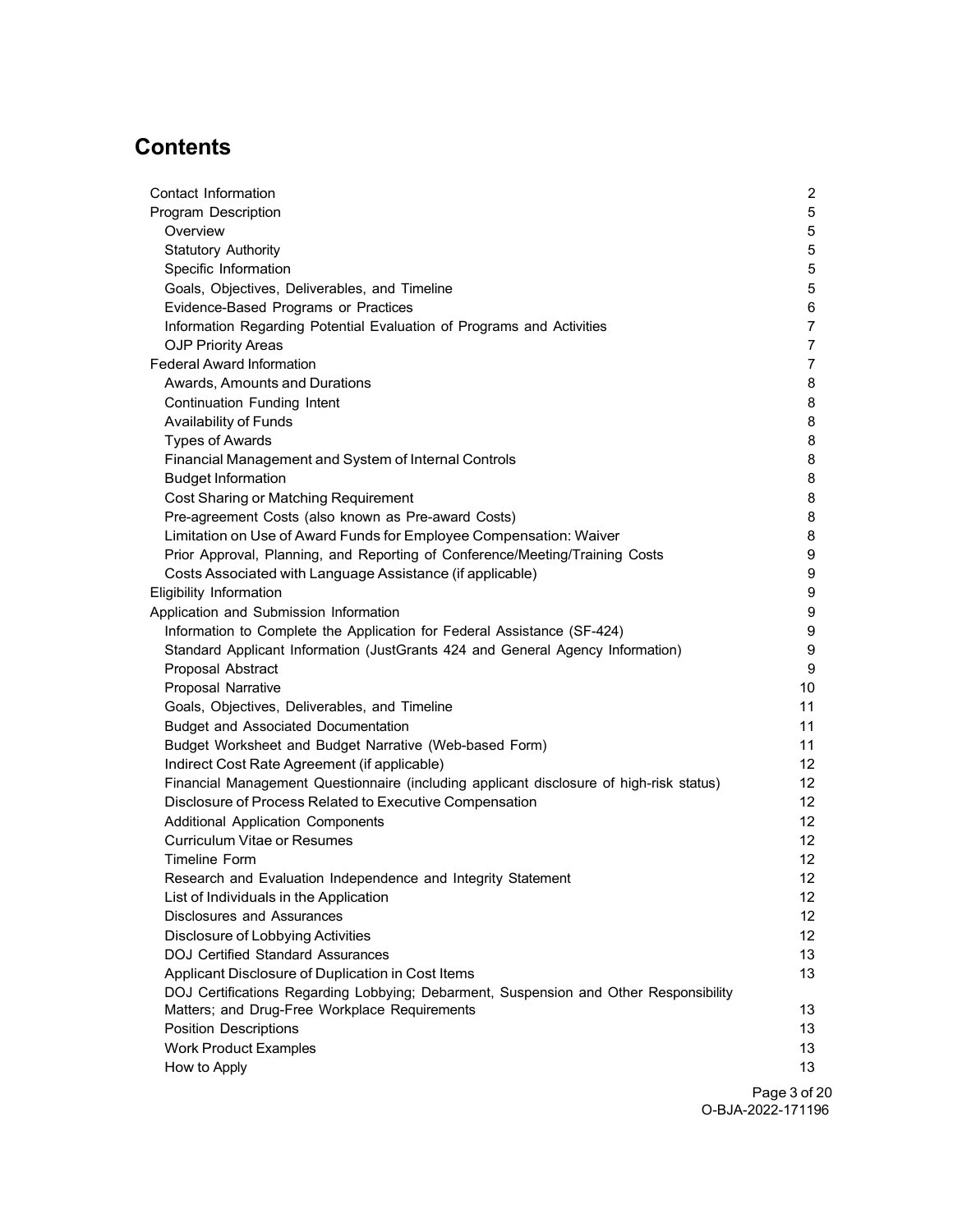# Contents

| | |
|---|---|
| Contact Information | 2 |
| Program Description | 5 |
| Overview | 5 |
| Statutory Authority | 5 |
| Specific Information | 5 |
| Goals, Objectives, Deliverables, and Timeline | 5 |
| Evidence-Based Programs or Practices | 6 |
| Information Regarding Potential Evaluation of Programs and Activities | 7 |
| OJP Priority Areas | 7 |
| Federal Award Information | 7 |
| Awards, Amounts and Durations | 8 |
| Continuation Funding Intent | 8 |
| Availability of Funds | 8 |
| Types of Awards | 8 |
| Financial Management and System of Internal Controls | 8 |
| Budget Information | 8 |
| Cost Sharing or Matching Requirement | 8 |
| Pre-agreement Costs (also known as Pre-award Costs) | 8 |
| Limitation on Use of Award Funds for Employee Compensation: Waiver | 8 |
| Prior Approval, Planning, and Reporting of Conference/Meeting/Training Costs | 9 |
| Costs Associated with Language Assistance (if applicable) | 9 |
| Eligibility Information | 9 |
| Application and Submission Information | 9 |
| Information to Complete the Application for Federal Assistance (SF-424) | 9 |
| Standard Applicant Information (JustGrants 424 and General Agency Information) | 9 |
| Proposal Abstract | 9 |
| Proposal Narrative | 10 |
| Goals, Objectives, Deliverables, and Timeline | 11 |
| Budget and Associated Documentation | 11 |
| Budget Worksheet and Budget Narrative (Web-based Form) | 11 |
| Indirect Cost Rate Agreement (if applicable) | 12 |
| Financial Management Questionnaire (including applicant disclosure of high-risk status) | 12 |
| Disclosure of Process Related to Executive Compensation | 12 |
| Additional Application Components | 12 |
| Curriculum Vitae or Resumes | 12 |
| Timeline Form | 12 |
| Research and Evaluation Independence and Integrity Statement | 12 |
| List of Individuals in the Application | 12 |
| Disclosures and Assurances | 12 |
| Disclosure of Lobbying Activities | 12 |
| DOJ Certified Standard Assurances | 13 |
| Applicant Disclosure of Duplication in Cost Items | 13 |
| DOJ Certifications Regarding Lobbying; Debarment, Suspension and Other Responsibility Matters; and Drug-Free Workplace Requirements | 13 |
| Position Descriptions | 13 |
| Work Product Examples | 13 |
| How to Apply | 13 |

O-BJA-2022-171196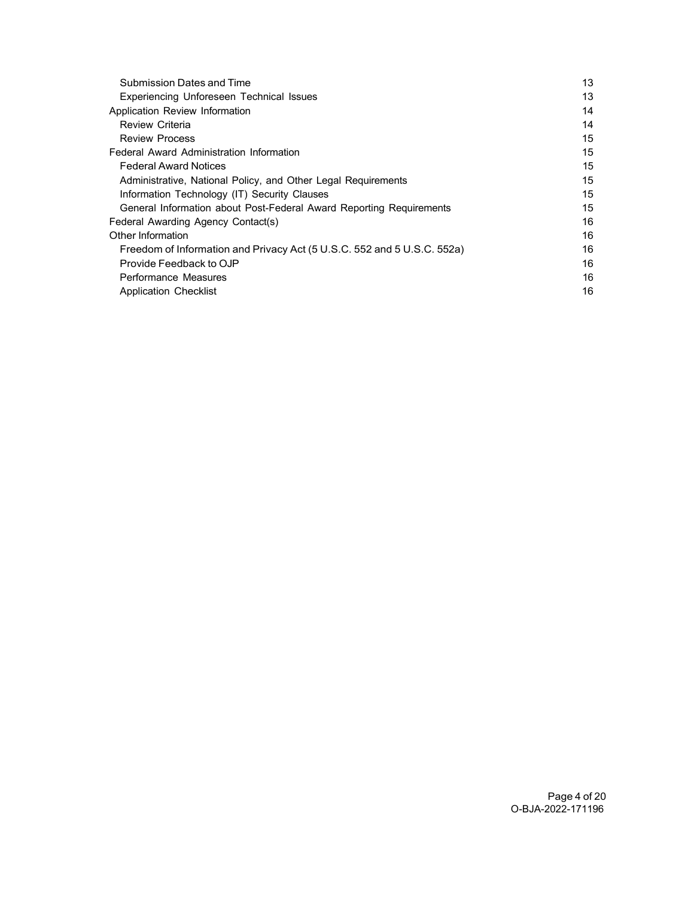| | |
|---|---|
| Submission Dates and Time | 13 |
| Experiencing Unforeseen Technical Issues | 13 |
| Application Review Information | 14 |
| Review Criteria | 14 |
| Review Process | 15 |
| Federal Award Administration Information | 15 |
| Federal Award Notices | 15 |
| Administrative, National Policy, and Other Legal Requirements | 15 |
| Information Technology (IT) Security Clauses | 15 |
| General Information about Post-Federal Award Reporting Requirements | 15 |
| Federal Awarding Agency Contact(s) | 16 |
| Other Information | 16 |
| Freedom of Information and Privacy Act (5 U.S.C. 552 and 5 U.S.C. 552a) | 16 |
| Provide Feedback to OJP | 16 |
| Performance Measures | 16 |
| Application Checklist | 16 |

O-BJA-2022-171196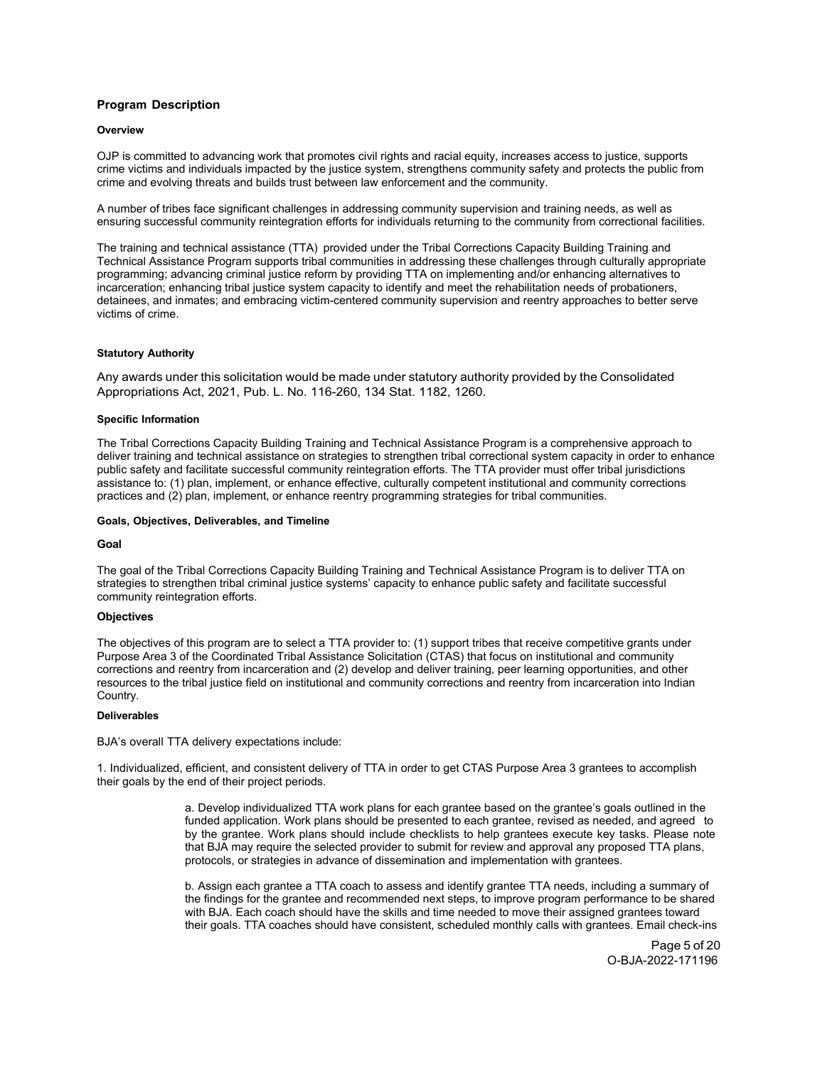## Program Description

### Overview

OJP is committed to advancing work that promotes civil rights and racial equity, increases access to justice, supports crime victims and individuals impacted by the justice system, strengthens community safety and protects the public from crime and evolving threats and builds trust between law enforcement and the community.

A number of tribes face significant challenges in addressing community supervision and training needs, as well as ensuring successful community reintegration efforts for individuals returning to the community from correctional facilities.

The training and technical assistance (TTA) provided under the Tribal Corrections Capacity Building Training and Technical Assistance Program supports tribal communities in addressing these challenges through culturally appropriate programming; advancing criminal justice reform by providing TTA on implementing and/or enhancing alternatives to incarceration; enhancing tribal justice system capacity to identify and meet the rehabilitation needs of probationers, detainees, and inmates; and embracing victim-centered community supervision and reentry approaches to better serve victims of crime.

### Statutory Authority

Any awards under this solicitation would be made under statutory authority provided by the Consolidated Appropriations Act, 2021, Pub. L. No. 116-260, 134 Stat. 1182, 1260.

### Specific Information

The Tribal Corrections Capacity Building Training and Technical Assistance Program is a comprehensive approach to deliver training and technical assistance on strategies to strengthen tribal correctional system capacity in order to enhance public safety and facilitate successful community reintegration efforts. The TTA provider must offer tribal jurisdictions assistance to: (1) plan, implement, or enhance effective, culturally competent institutional and community corrections practices and (2) plan, implement, or enhance reentry programming strategies for tribal communities.

### Goals, Objectives, Deliverables, and Timeline

#### Goal

The goal of the Tribal Corrections Capacity Building Training and Technical Assistance Program is to deliver TTA on strategies to strengthen tribal criminal justice systems' capacity to enhance public safety and facilitate successful community reintegration efforts.

#### Objectives

The objectives of this program are to select a TTA provider to: (1) support tribes that receive competitive grants under Purpose Area 3 of the Coordinated Tribal Assistance Solicitation (CTAS) that focus on institutional and community corrections and reentry from incarceration and (2) develop and deliver training, peer learning opportunities, and other resources to the tribal justice field on institutional and community corrections and reentry from incarceration into Indian Country.

#### Deliverables

BJA's overall TTA delivery expectations include:

1. Individualized, efficient, and consistent delivery of TTA in order to get CTAS Purpose Area 3 grantees to accomplish their goals by the end of their project periods.

   a. Develop individualized TTA work plans for each grantee based on the grantee's goals outlined in the funded application. Work plans should be presented to each grantee, revised as needed, and agreed to by the grantee. Work plans should include checklists to help grantees execute key tasks. Please note that BJA may require the selected provider to submit for review and approval any proposed TTA plans, protocols, or strategies in advance of dissemination and implementation with grantees.

   b. Assign each grantee a TTA coach to assess and identify grantee TTA needs, including a summary of the findings for the grantee and recommended next steps, to improve program performance to be shared with BJA. Each coach should have the skills and time needed to move their assigned grantees toward their goals. TTA coaches should have consistent, scheduled monthly calls with grantees. Email check-ins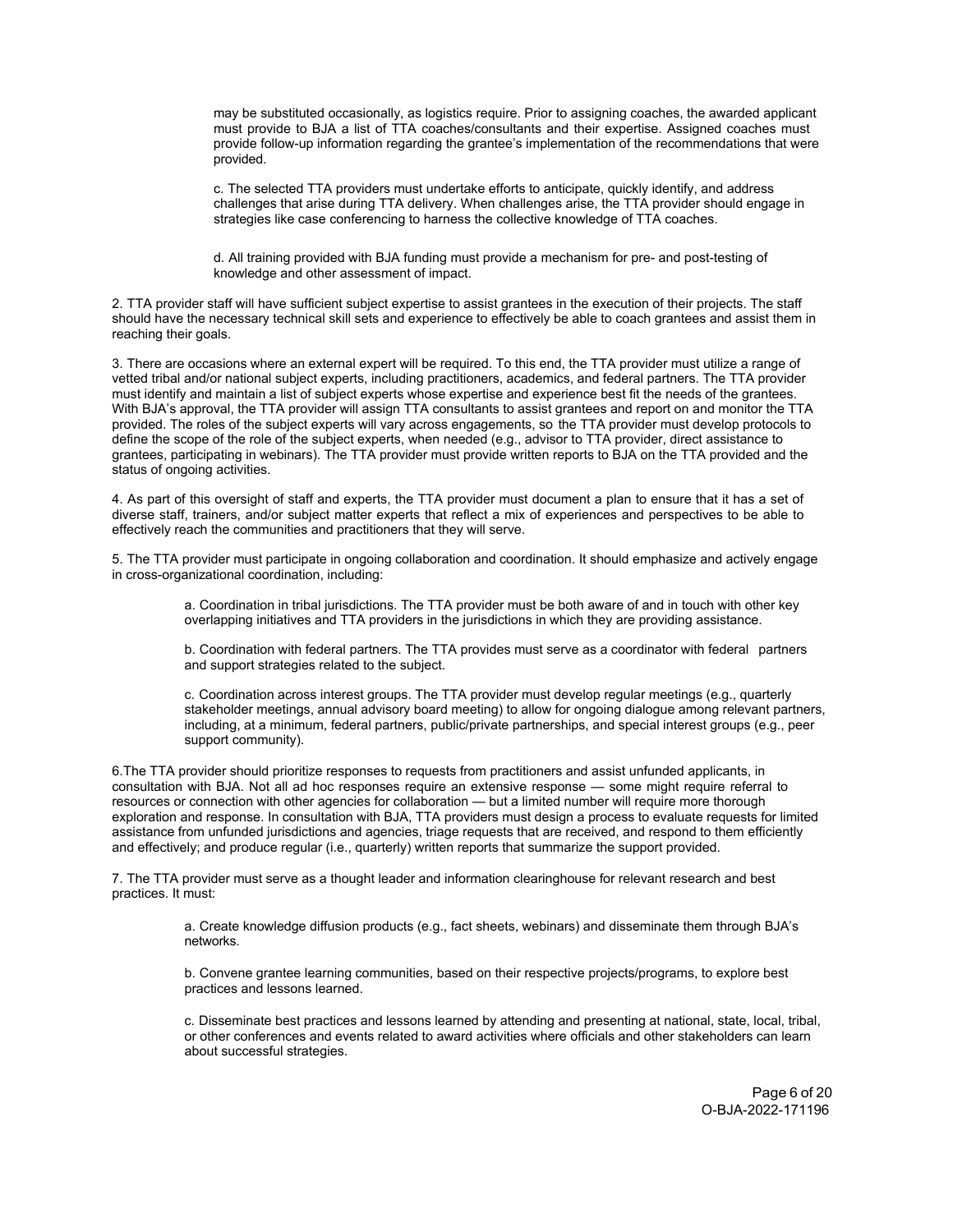may be substituted occasionally, as logistics require. Prior to assigning coaches, the awarded applicant must provide to BJA a list of TTA coaches/consultants and their expertise. Assigned coaches must provide follow-up information regarding the grantee's implementation of the recommendations that were provided.

c. The selected TTA providers must undertake efforts to anticipate, quickly identify, and address challenges that arise during TTA delivery. When challenges arise, the TTA provider should engage in strategies like case conferencing to harness the collective knowledge of TTA coaches.

d. All training provided with BJA funding must provide a mechanism for pre- and post-testing of knowledge and other assessment of impact.

2. TTA provider staff will have sufficient subject expertise to assist grantees in the execution of their projects. The staff should have the necessary technical skill sets and experience to effectively be able to coach grantees and assist them in reaching their goals.

3. There are occasions where an external expert will be required. To this end, the TTA provider must utilize a range of vetted tribal and/or national subject experts, including practitioners, academics, and federal partners. The TTA provider must identify and maintain a list of subject experts whose expertise and experience best fit the needs of the grantees. With BJA's approval, the TTA provider will assign TTA consultants to assist grantees and report on and monitor the TTA provided. The roles of the subject experts will vary across engagements, so the TTA provider must develop protocols to define the scope of the role of the subject experts, when needed (e.g., advisor to TTA provider, direct assistance to grantees, participating in webinars). The TTA provider must provide written reports to BJA on the TTA provided and the status of ongoing activities.

4. As part of this oversight of staff and experts, the TTA provider must document a plan to ensure that it has a set of diverse staff, trainers, and/or subject matter experts that reflect a mix of experiences and perspectives to be able to effectively reach the communities and practitioners that they will serve.

5. The TTA provider must participate in ongoing collaboration and coordination. It should emphasize and actively engage in cross-organizational coordination, including:

a. Coordination in tribal jurisdictions. The TTA provider must be both aware of and in touch with other key overlapping initiatives and TTA providers in the jurisdictions in which they are providing assistance.

b. Coordination with federal partners. The TTA provides must serve as a coordinator with federal partners and support strategies related to the subject.

c. Coordination across interest groups. The TTA provider must develop regular meetings (e.g., quarterly stakeholder meetings, annual advisory board meeting) to allow for ongoing dialogue among relevant partners, including, at a minimum, federal partners, public/private partnerships, and special interest groups (e.g., peer support community).

6.The TTA provider should prioritize responses to requests from practitioners and assist unfunded applicants, in consultation with BJA. Not all ad hoc responses require an extensive response — some might require referral to resources or connection with other agencies for collaboration — but a limited number will require more thorough exploration and response. In consultation with BJA, TTA providers must design a process to evaluate requests for limited assistance from unfunded jurisdictions and agencies, triage requests that are received, and respond to them efficiently and effectively; and produce regular (i.e., quarterly) written reports that summarize the support provided.

7. The TTA provider must serve as a thought leader and information clearinghouse for relevant research and best practices. It must:

a. Create knowledge diffusion products (e.g., fact sheets, webinars) and disseminate them through BJA's networks.

b. Convene grantee learning communities, based on their respective projects/programs, to explore best practices and lessons learned.

c. Disseminate best practices and lessons learned by attending and presenting at national, state, local, tribal, or other conferences and events related to award activities where officials and other stakeholders can learn about successful strategies.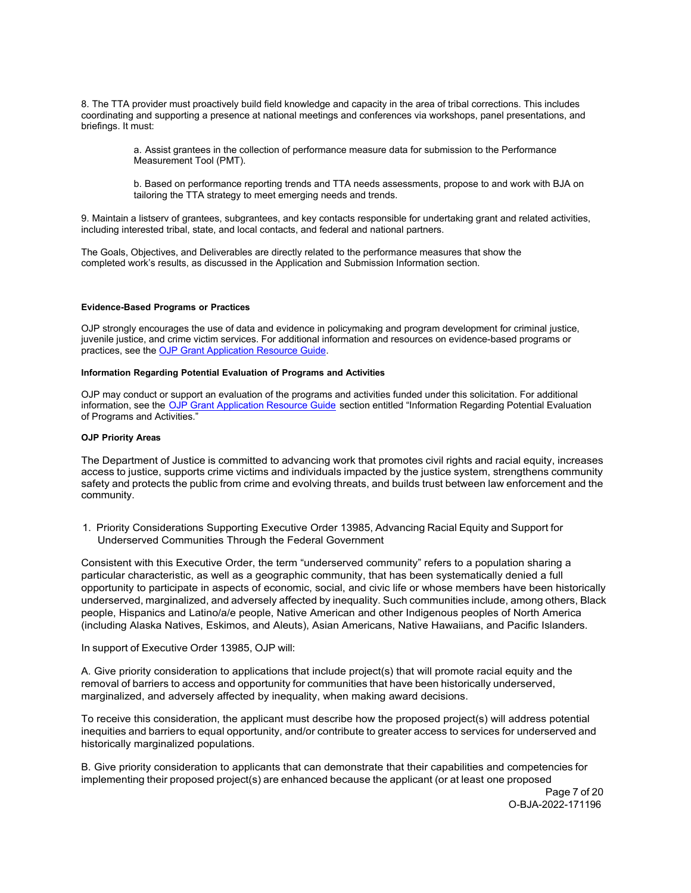8. The TTA provider must proactively build field knowledge and capacity in the area of tribal corrections. This includes coordinating and supporting a presence at national meetings and conferences via workshops, panel presentations, and briefings. It must:

> a. Assist grantees in the collection of performance measure data for submission to the Performance Measurement Tool (PMT).
>
> b. Based on performance reporting trends and TTA needs assessments, propose to and work with BJA on tailoring the TTA strategy to meet emerging needs and trends.

9. Maintain a listserv of grantees, subgrantees, and key contacts responsible for undertaking grant and related activities, including interested tribal, state, and local contacts, and federal and national partners.

The Goals, Objectives, and Deliverables are directly related to the performance measures that show the completed work's results, as discussed in the Application and Submission Information section.

#### Evidence-Based Programs or Practices

OJP strongly encourages the use of data and evidence in policymaking and program development for criminal justice, juvenile justice, and crime victim services. For additional information and resources on evidence-based programs or practices, see the OJP Grant Application Resource Guide.

#### Information Regarding Potential Evaluation of Programs and Activities

OJP may conduct or support an evaluation of the programs and activities funded under this solicitation. For additional information, see the OJP Grant Application Resource Guide section entitled "Information Regarding Potential Evaluation of Programs and Activities."

#### OJP Priority Areas

The Department of Justice is committed to advancing work that promotes civil rights and racial equity, increases access to justice, supports crime victims and individuals impacted by the justice system, strengthens community safety and protects the public from crime and evolving threats, and builds trust between law enforcement and the community.

1. Priority Considerations Supporting Executive Order 13985, Advancing Racial Equity and Support for Underserved Communities Through the Federal Government

Consistent with this Executive Order, the term "underserved community" refers to a population sharing a particular characteristic, as well as a geographic community, that has been systematically denied a full opportunity to participate in aspects of economic, social, and civic life or whose members have been historically underserved, marginalized, and adversely affected by inequality. Such communities include, among others, Black people, Hispanics and Latino/a/e people, Native American and other Indigenous peoples of North America (including Alaska Natives, Eskimos, and Aleuts), Asian Americans, Native Hawaiians, and Pacific Islanders.

In support of Executive Order 13985, OJP will:

A. Give priority consideration to applications that include project(s) that will promote racial equity and the removal of barriers to access and opportunity for communities that have been historically underserved, marginalized, and adversely affected by inequality, when making award decisions.

To receive this consideration, the applicant must describe how the proposed project(s) will address potential inequities and barriers to equal opportunity, and/or contribute to greater access to services for underserved and historically marginalized populations.

B. Give priority consideration to applicants that can demonstrate that their capabilities and competencies for implementing their proposed project(s) are enhanced because the applicant (or at least one proposed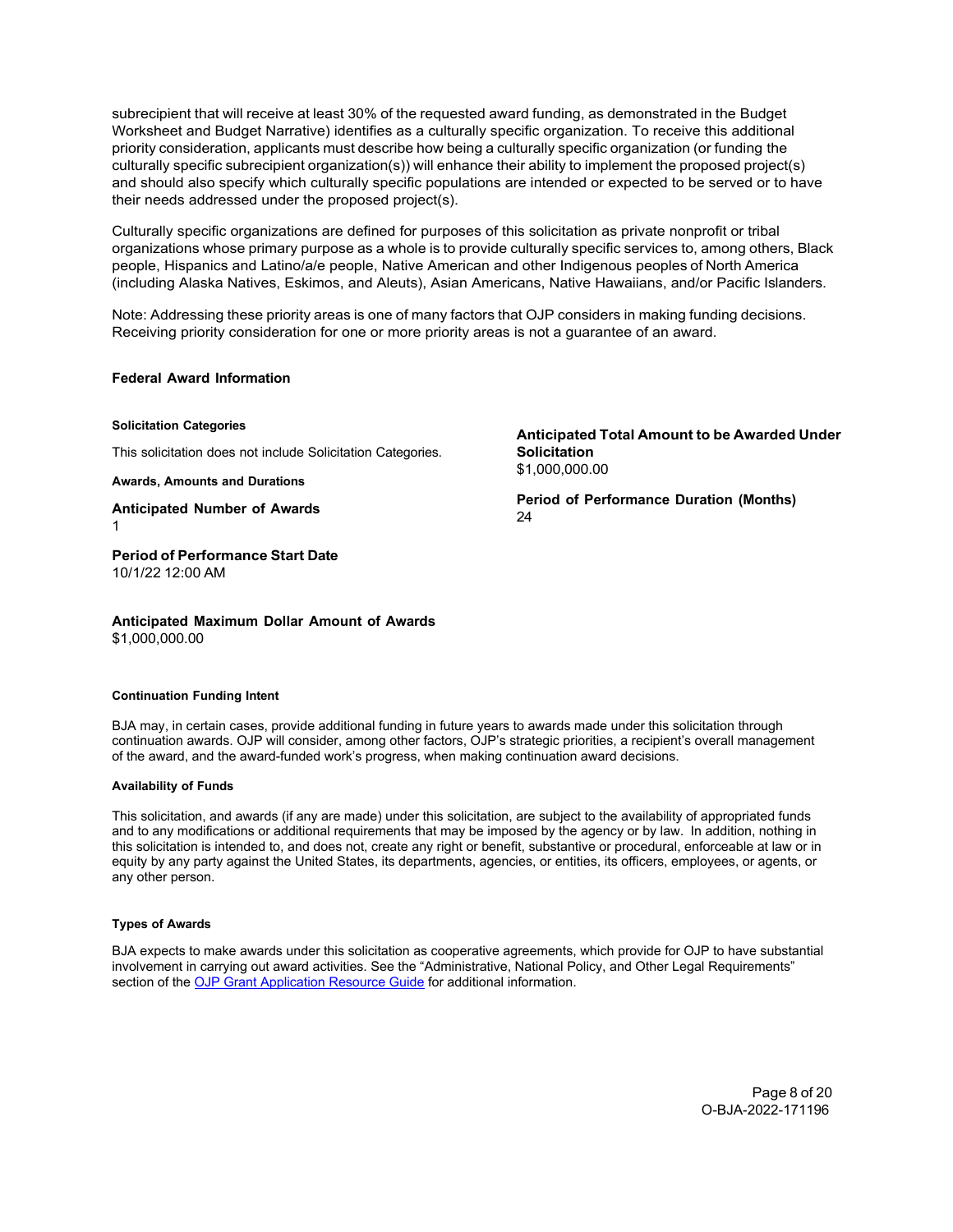subrecipient that will receive at least 30% of the requested award funding, as demonstrated in the Budget Worksheet and Budget Narrative) identifies as a culturally specific organization. To receive this additional priority consideration, applicants must describe how being a culturally specific organization (or funding the culturally specific subrecipient organization(s)) will enhance their ability to implement the proposed project(s) and should also specify which culturally specific populations are intended or expected to be served or to have their needs addressed under the proposed project(s).

Culturally specific organizations are defined for purposes of this solicitation as private nonprofit or tribal organizations whose primary purpose as a whole is to provide culturally specific services to, among others, Black people, Hispanics and Latino/a/e people, Native American and other Indigenous peoples of North America (including Alaska Natives, Eskimos, and Aleuts), Asian Americans, Native Hawaiians, and/or Pacific Islanders.

Note: Addressing these priority areas is one of many factors that OJP considers in making funding decisions. Receiving priority consideration for one or more priority areas is not a guarantee of an award.

## Federal Award Information

#### Solicitation Categories

This solicitation does not include Solicitation Categories.

#### Awards, Amounts and Durations

**Anticipated Number of Awards**
1

**Period of Performance Start Date**
10/1/22 12:00 AM

**Anticipated Maximum Dollar Amount of Awards**
$1,000,000.00

**Anticipated Total Amount to be Awarded Under Solicitation**
$1,000,000.00

**Period of Performance Duration (Months)**
24

#### Continuation Funding Intent

BJA may, in certain cases, provide additional funding in future years to awards made under this solicitation through continuation awards. OJP will consider, among other factors, OJP's strategic priorities, a recipient's overall management of the award, and the award-funded work's progress, when making continuation award decisions.

#### Availability of Funds

This solicitation, and awards (if any are made) under this solicitation, are subject to the availability of appropriated funds and to any modifications or additional requirements that may be imposed by the agency or by law. In addition, nothing in this solicitation is intended to, and does not, create any right or benefit, substantive or procedural, enforceable at law or in equity by any party against the United States, its departments, agencies, or entities, its officers, employees, or agents, or any other person.

#### Types of Awards

BJA expects to make awards under this solicitation as cooperative agreements, which provide for OJP to have substantial involvement in carrying out award activities. See the "Administrative, National Policy, and Other Legal Requirements" section of the [OJP Grant Application Resource Guide](#) for additional information.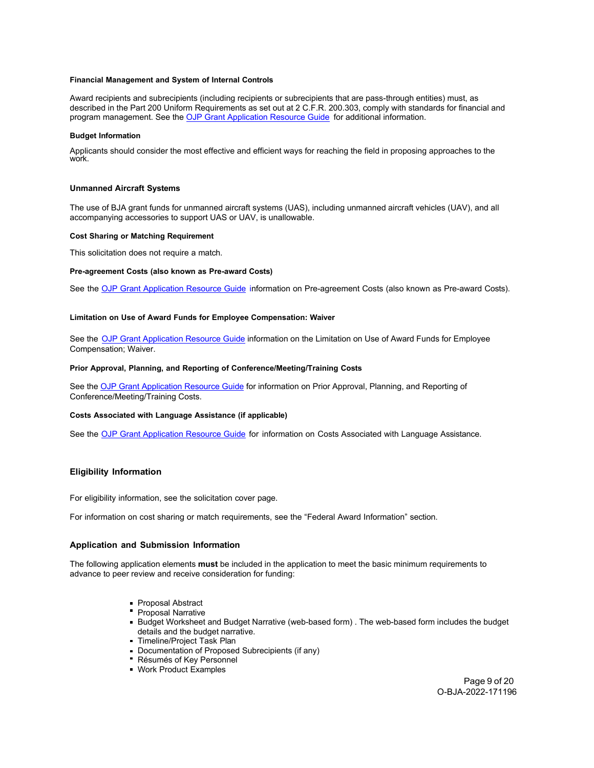#### Financial Management and System of Internal Controls

Award recipients and subrecipients (including recipients or subrecipients that are pass-through entities) must, as described in the Part 200 Uniform Requirements as set out at 2 C.F.R. 200.303, comply with standards for financial and program management. See the [OJP Grant Application Resource Guide](#) for additional information.

#### Budget Information

Applicants should consider the most effective and efficient ways for reaching the field in proposing approaches to the work.

#### Unmanned Aircraft Systems

The use of BJA grant funds for unmanned aircraft systems (UAS), including unmanned aircraft vehicles (UAV), and all accompanying accessories to support UAS or UAV, is unallowable.

#### Cost Sharing or Matching Requirement

This solicitation does not require a match.

#### Pre-agreement Costs (also known as Pre-award Costs)

See the [OJP Grant Application Resource Guide](#) information on Pre-agreement Costs (also known as Pre-award Costs).

#### Limitation on Use of Award Funds for Employee Compensation: Waiver

See the [OJP Grant Application Resource Guide](#) information on the Limitation on Use of Award Funds for Employee Compensation; Waiver.

#### Prior Approval, Planning, and Reporting of Conference/Meeting/Training Costs

See the [OJP Grant Application Resource Guide](#) for information on Prior Approval, Planning, and Reporting of Conference/Meeting/Training Costs.

#### Costs Associated with Language Assistance (if applicable)

See the [OJP Grant Application Resource Guide](#) for information on Costs Associated with Language Assistance.

### Eligibility Information

For eligibility information, see the solicitation cover page.

For information on cost sharing or match requirements, see the "Federal Award Information" section.

### Application and Submission Information

The following application elements **must** be included in the application to meet the basic minimum requirements to advance to peer review and receive consideration for funding:

- Proposal Abstract
- Proposal Narrative
- Budget Worksheet and Budget Narrative (web-based form) . The web-based form includes the budget details and the budget narrative.
- Timeline/Project Task Plan
- Documentation of Proposed Subrecipients (if any)
- Résumés of Key Personnel
- Work Product Examples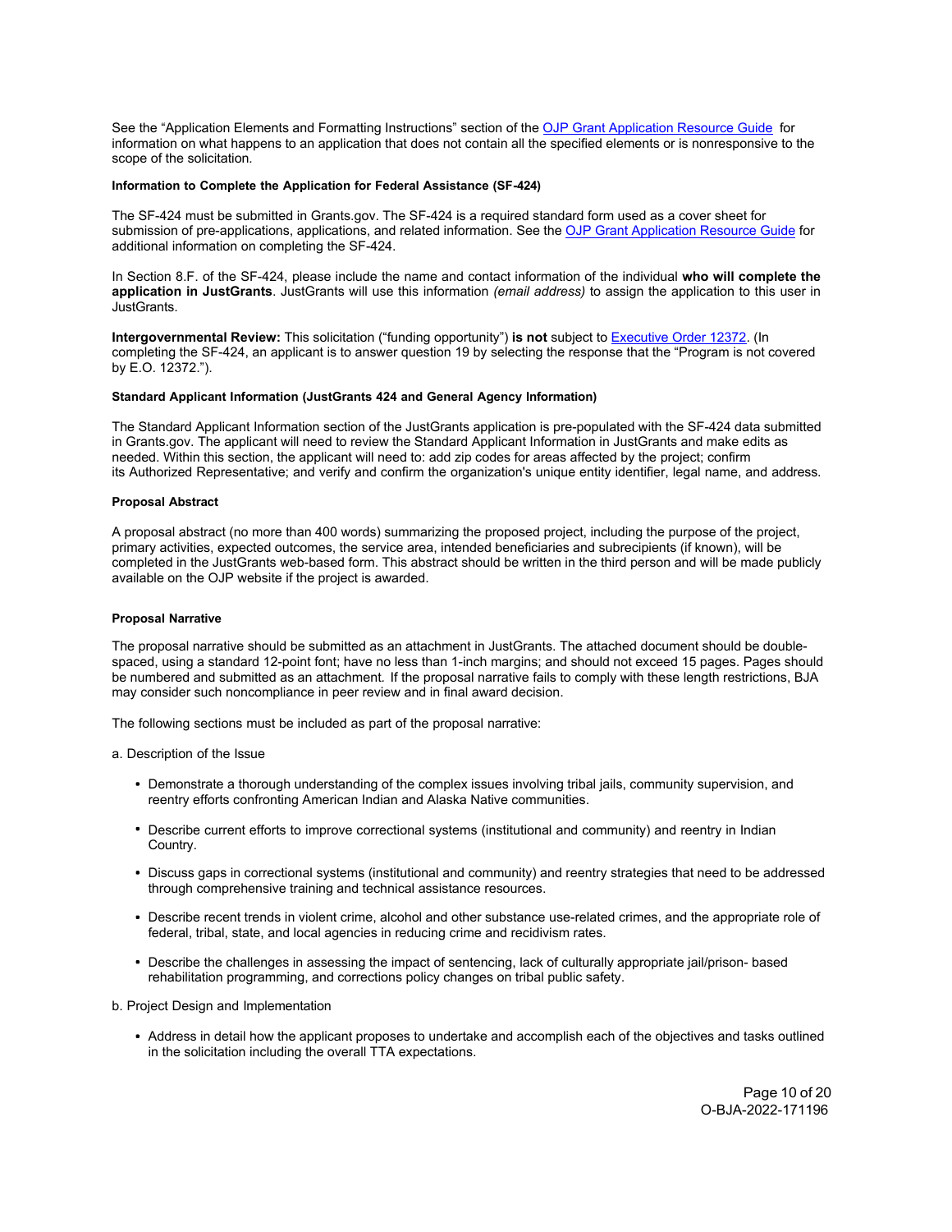See the "Application Elements and Formatting Instructions" section of the OJP Grant Application Resource Guide for information on what happens to an application that does not contain all the specified elements or is nonresponsive to the scope of the solicitation.

#### Information to Complete the Application for Federal Assistance (SF-424)

The SF-424 must be submitted in Grants.gov. The SF-424 is a required standard form used as a cover sheet for submission of pre-applications, applications, and related information. See the OJP Grant Application Resource Guide for additional information on completing the SF-424.

In Section 8.F. of the SF-424, please include the name and contact information of the individual **who will complete the application in JustGrants**. JustGrants will use this information *(email address)* to assign the application to this user in JustGrants.

**Intergovernmental Review:** This solicitation ("funding opportunity") **is not** subject to Executive Order 12372. (In completing the SF-424, an applicant is to answer question 19 by selecting the response that the "Program is not covered by E.O. 12372.").

#### Standard Applicant Information (JustGrants 424 and General Agency Information)

The Standard Applicant Information section of the JustGrants application is pre-populated with the SF-424 data submitted in Grants.gov. The applicant will need to review the Standard Applicant Information in JustGrants and make edits as needed. Within this section, the applicant will need to: add zip codes for areas affected by the project; confirm its Authorized Representative; and verify and confirm the organization's unique entity identifier, legal name, and address.

#### Proposal Abstract

A proposal abstract (no more than 400 words) summarizing the proposed project, including the purpose of the project, primary activities, expected outcomes, the service area, intended beneficiaries and subrecipients (if known), will be completed in the JustGrants web-based form. This abstract should be written in the third person and will be made publicly available on the OJP website if the project is awarded.

#### Proposal Narrative

The proposal narrative should be submitted as an attachment in JustGrants. The attached document should be double-spaced, using a standard 12-point font; have no less than 1-inch margins; and should not exceed 15 pages. Pages should be numbered and submitted as an attachment. If the proposal narrative fails to comply with these length restrictions, BJA may consider such noncompliance in peer review and in final award decision.

The following sections must be included as part of the proposal narrative:

a. Description of the Issue

- Demonstrate a thorough understanding of the complex issues involving tribal jails, community supervision, and reentry efforts confronting American Indian and Alaska Native communities.
- Describe current efforts to improve correctional systems (institutional and community) and reentry in Indian Country.
- Discuss gaps in correctional systems (institutional and community) and reentry strategies that need to be addressed through comprehensive training and technical assistance resources.
- Describe recent trends in violent crime, alcohol and other substance use-related crimes, and the appropriate role of federal, tribal, state, and local agencies in reducing crime and recidivism rates.
- Describe the challenges in assessing the impact of sentencing, lack of culturally appropriate jail/prison- based rehabilitation programming, and corrections policy changes on tribal public safety.

b. Project Design and Implementation

- Address in detail how the applicant proposes to undertake and accomplish each of the objectives and tasks outlined in the solicitation including the overall TTA expectations.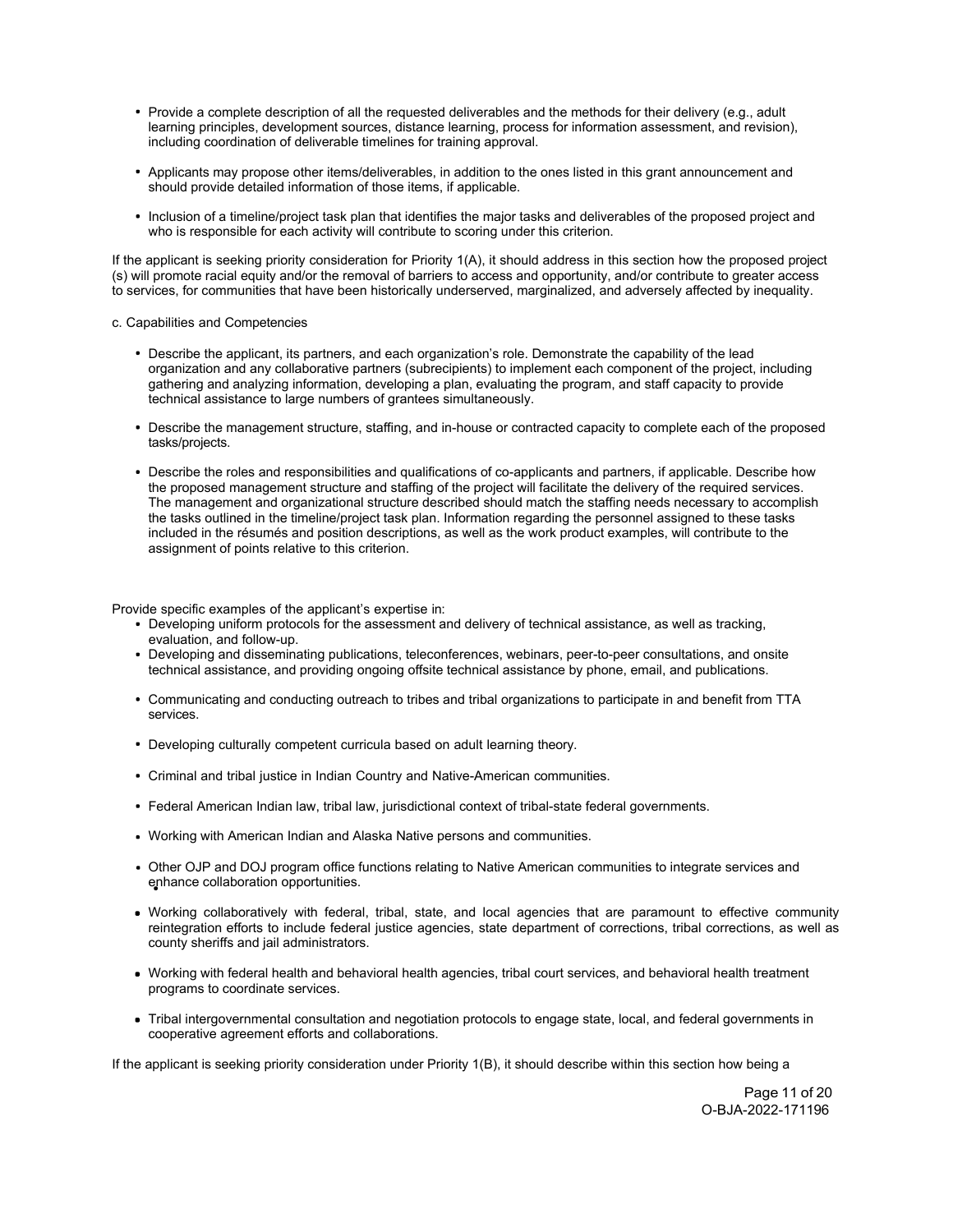- Provide a complete description of all the requested deliverables and the methods for their delivery (e.g., adult learning principles, development sources, distance learning, process for information assessment, and revision), including coordination of deliverable timelines for training approval.
- Applicants may propose other items/deliverables, in addition to the ones listed in this grant announcement and should provide detailed information of those items, if applicable.
- Inclusion of a timeline/project task plan that identifies the major tasks and deliverables of the proposed project and who is responsible for each activity will contribute to scoring under this criterion.

If the applicant is seeking priority consideration for Priority 1(A), it should address in this section how the proposed project (s) will promote racial equity and/or the removal of barriers to access and opportunity, and/or contribute to greater access to services, for communities that have been historically underserved, marginalized, and adversely affected by inequality.

c. Capabilities and Competencies

- Describe the applicant, its partners, and each organization's role. Demonstrate the capability of the lead organization and any collaborative partners (subrecipients) to implement each component of the project, including gathering and analyzing information, developing a plan, evaluating the program, and staff capacity to provide technical assistance to large numbers of grantees simultaneously.
- Describe the management structure, staffing, and in-house or contracted capacity to complete each of the proposed tasks/projects.
- Describe the roles and responsibilities and qualifications of co-applicants and partners, if applicable. Describe how the proposed management structure and staffing of the project will facilitate the delivery of the required services. The management and organizational structure described should match the staffing needs necessary to accomplish the tasks outlined in the timeline/project task plan. Information regarding the personnel assigned to these tasks included in the résumés and position descriptions, as well as the work product examples, will contribute to the assignment of points relative to this criterion.

Provide specific examples of the applicant's expertise in:

- Developing uniform protocols for the assessment and delivery of technical assistance, as well as tracking, evaluation, and follow-up.
- Developing and disseminating publications, teleconferences, webinars, peer-to-peer consultations, and onsite technical assistance, and providing ongoing offsite technical assistance by phone, email, and publications.
- Communicating and conducting outreach to tribes and tribal organizations to participate in and benefit from TTA services.
- Developing culturally competent curricula based on adult learning theory.
- Criminal and tribal justice in Indian Country and Native-American communities.
- Federal American Indian law, tribal law, jurisdictional context of tribal-state federal governments.
- Working with American Indian and Alaska Native persons and communities.
- Other OJP and DOJ program office functions relating to Native American communities to integrate services and enhance collaboration opportunities.
- Working collaboratively with federal, tribal, state, and local agencies that are paramount to effective community reintegration efforts to include federal justice agencies, state department of corrections, tribal corrections, as well as county sheriffs and jail administrators.
- Working with federal health and behavioral health agencies, tribal court services, and behavioral health treatment programs to coordinate services.
- Tribal intergovernmental consultation and negotiation protocols to engage state, local, and federal governments in cooperative agreement efforts and collaborations.

If the applicant is seeking priority consideration under Priority 1(B), it should describe within this section how being a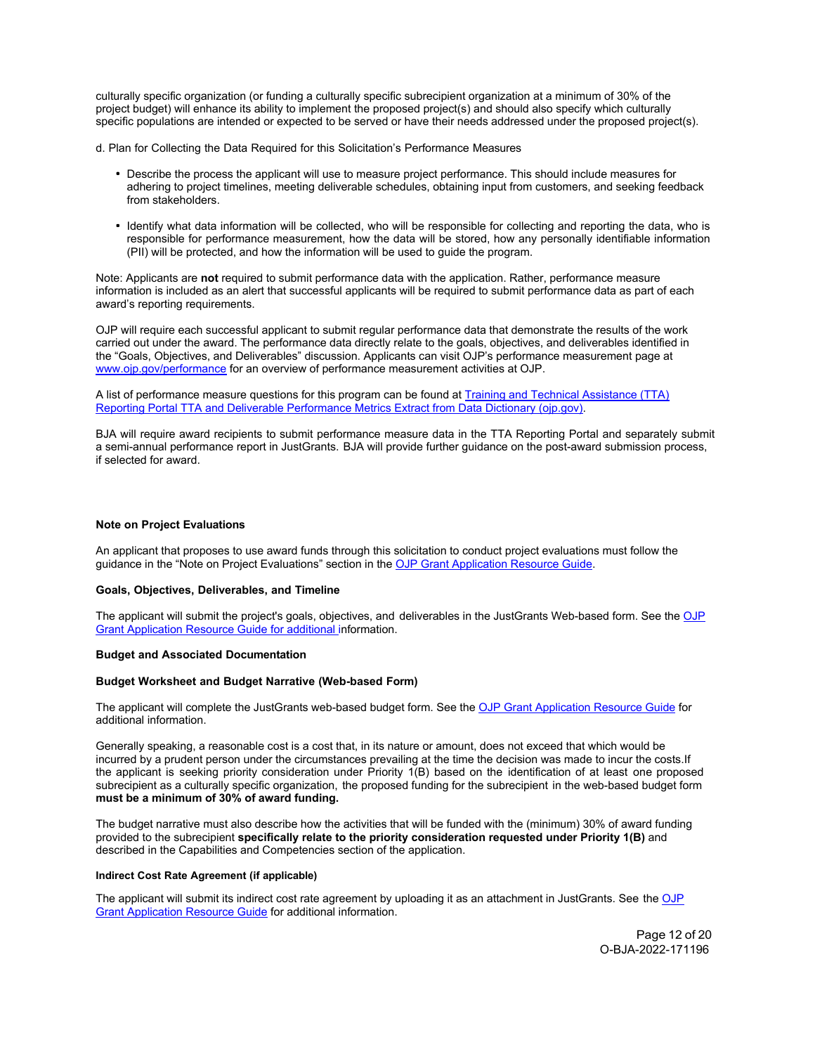culturally specific organization (or funding a culturally specific subrecipient organization at a minimum of 30% of the project budget) will enhance its ability to implement the proposed project(s) and should also specify which culturally specific populations are intended or expected to be served or have their needs addressed under the proposed project(s).

d. Plan for Collecting the Data Required for this Solicitation's Performance Measures

- Describe the process the applicant will use to measure project performance. This should include measures for adhering to project timelines, meeting deliverable schedules, obtaining input from customers, and seeking feedback from stakeholders.
- Identify what data information will be collected, who will be responsible for collecting and reporting the data, who is responsible for performance measurement, how the data will be stored, how any personally identifiable information (PII) will be protected, and how the information will be used to guide the program.

Note: Applicants are **not** required to submit performance data with the application. Rather, performance measure information is included as an alert that successful applicants will be required to submit performance data as part of each award's reporting requirements.

OJP will require each successful applicant to submit regular performance data that demonstrate the results of the work carried out under the award. The performance data directly relate to the goals, objectives, and deliverables identified in the "Goals, Objectives, and Deliverables" discussion. Applicants can visit OJP's performance measurement page at www.ojp.gov/performance for an overview of performance measurement activities at OJP.

A list of performance measure questions for this program can be found at Training and Technical Assistance (TTA) Reporting Portal TTA and Deliverable Performance Metrics Extract from Data Dictionary (ojp.gov).

BJA will require award recipients to submit performance measure data in the TTA Reporting Portal and separately submit a semi-annual performance report in JustGrants. BJA will provide further guidance on the post-award submission process, if selected for award.

**Note on Project Evaluations**

An applicant that proposes to use award funds through this solicitation to conduct project evaluations must follow the guidance in the "Note on Project Evaluations" section in the OJP Grant Application Resource Guide.

**Goals, Objectives, Deliverables, and Timeline**

The applicant will submit the project's goals, objectives, and deliverables in the JustGrants Web-based form. See the OJP Grant Application Resource Guide for additional information.

**Budget and Associated Documentation**

**Budget Worksheet and Budget Narrative (Web-based Form)**

The applicant will complete the JustGrants web-based budget form. See the OJP Grant Application Resource Guide for additional information.

Generally speaking, a reasonable cost is a cost that, in its nature or amount, does not exceed that which would be incurred by a prudent person under the circumstances prevailing at the time the decision was made to incur the costs.If the applicant is seeking priority consideration under Priority 1(B) based on the identification of at least one proposed subrecipient as a culturally specific organization, the proposed funding for the subrecipient in the web-based budget form **must be a minimum of 30% of award funding.**

The budget narrative must also describe how the activities that will be funded with the (minimum) 30% of award funding provided to the subrecipient **specifically relate to the priority consideration requested under Priority 1(B)** and described in the Capabilities and Competencies section of the application.

**Indirect Cost Rate Agreement (if applicable)**

The applicant will submit its indirect cost rate agreement by uploading it as an attachment in JustGrants. See the OJP Grant Application Resource Guide for additional information.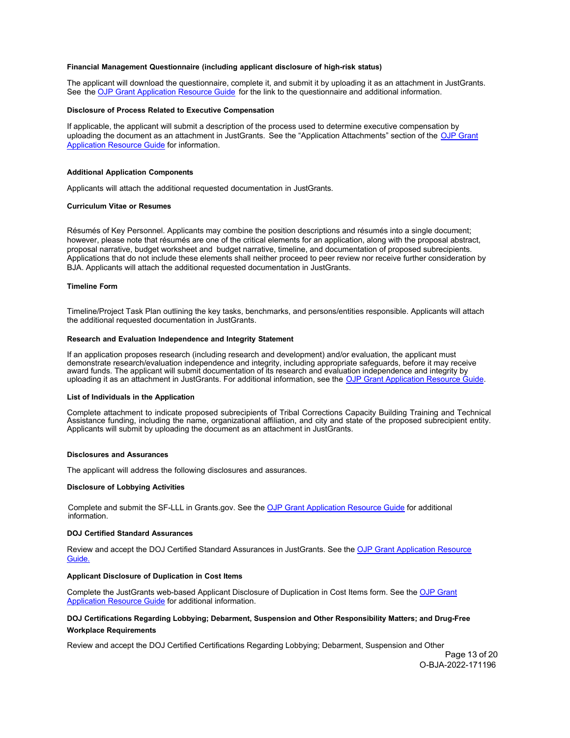**Financial Management Questionnaire (including applicant disclosure of high-risk status)**

The applicant will download the questionnaire, complete it, and submit it by uploading it as an attachment in JustGrants. See the [OJP Grant Application Resource Guide](#) for the link to the questionnaire and additional information.

**Disclosure of Process Related to Executive Compensation**

If applicable, the applicant will submit a description of the process used to determine executive compensation by uploading the document as an attachment in JustGrants. See the "Application Attachments" section of the [OJP Grant Application Resource Guide](#) for information.

**Additional Application Components**

Applicants will attach the additional requested documentation in JustGrants.

**Curriculum Vitae or Resumes**

Résumés of Key Personnel. Applicants may combine the position descriptions and résumés into a single document; however, please note that résumés are one of the critical elements for an application, along with the proposal abstract, proposal narrative, budget worksheet and budget narrative, timeline, and documentation of proposed subrecipients. Applications that do not include these elements shall neither proceed to peer review nor receive further consideration by BJA. Applicants will attach the additional requested documentation in JustGrants.

**Timeline Form**

Timeline/Project Task Plan outlining the key tasks, benchmarks, and persons/entities responsible. Applicants will attach the additional requested documentation in JustGrants.

**Research and Evaluation Independence and Integrity Statement**

If an application proposes research (including research and development) and/or evaluation, the applicant must demonstrate research/evaluation independence and integrity, including appropriate safeguards, before it may receive award funds. The applicant will submit documentation of its research and evaluation independence and integrity by uploading it as an attachment in JustGrants. For additional information, see the [OJP Grant Application Resource Guide](#).

**List of Individuals in the Application**

Complete attachment to indicate proposed subrecipients of Tribal Corrections Capacity Building Training and Technical Assistance funding, including the name, organizational affiliation, and city and state of the proposed subrecipient entity. Applicants will submit by uploading the document as an attachment in JustGrants.

**Disclosures and Assurances**

The applicant will address the following disclosures and assurances.

**Disclosure of Lobbying Activities**

Complete and submit the SF-LLL in Grants.gov. See the [OJP Grant Application Resource Guide](#) for additional information.

**DOJ Certified Standard Assurances**

Review and accept the DOJ Certified Standard Assurances in JustGrants. See the [OJP Grant Application Resource Guide.](#)

**Applicant Disclosure of Duplication in Cost Items**

Complete the JustGrants web-based Applicant Disclosure of Duplication in Cost Items form. See the [OJP Grant Application Resource Guide](#) for additional information.

**DOJ Certifications Regarding Lobbying; Debarment, Suspension and Other Responsibility Matters; and Drug-Free Workplace Requirements**

Review and accept the DOJ Certified Certifications Regarding Lobbying; Debarment, Suspension and Other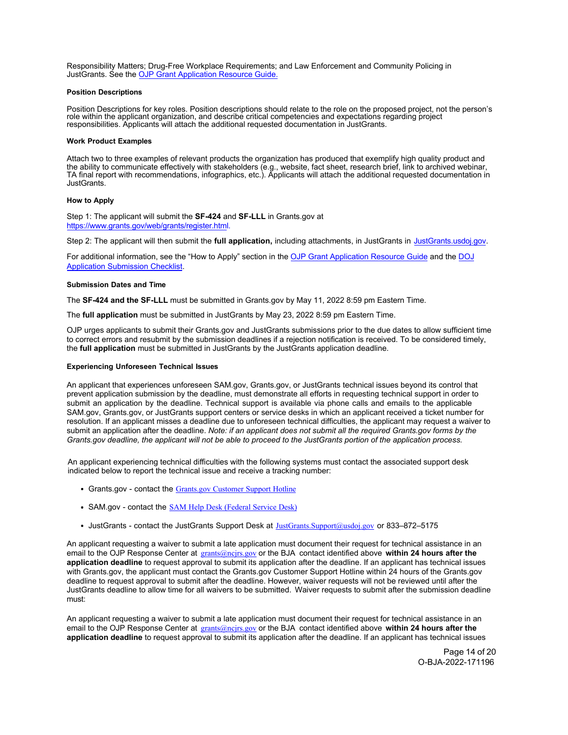Responsibility Matters; Drug-Free Workplace Requirements; and Law Enforcement and Community Policing in JustGrants. See the [OJP Grant Application Resource Guide.](#)

#### Position Descriptions

Position Descriptions for key roles. Position descriptions should relate to the role on the proposed project, not the person's role within the applicant organization, and describe critical competencies and expectations regarding project responsibilities. Applicants will attach the additional requested documentation in JustGrants.

#### Work Product Examples

Attach two to three examples of relevant products the organization has produced that exemplify high quality product and the ability to communicate effectively with stakeholders (e.g., website, fact sheet, research brief, link to archived webinar, TA final report with recommendations, infographics, etc.). Applicants will attach the additional requested documentation in JustGrants.

#### How to Apply

Step 1: The applicant will submit the **SF-424** and **SF-LLL** in Grants.gov at https://www.grants.gov/web/grants/register.html.

Step 2: The applicant will then submit the **full application,** including attachments, in JustGrants in [JustGrants.usdoj.gov](#).

For additional information, see the "How to Apply" section in the [OJP Grant Application Resource Guide](#) and the [DOJ Application Submission Checklist](#).

#### Submission Dates and Time

The **SF-424 and the SF-LLL** must be submitted in Grants.gov by May 11, 2022 8:59 pm Eastern Time.

The **full application** must be submitted in JustGrants by May 23, 2022 8:59 pm Eastern Time.

OJP urges applicants to submit their Grants.gov and JustGrants submissions prior to the due dates to allow sufficient time to correct errors and resubmit by the submission deadlines if a rejection notification is received. To be considered timely, the **full application** must be submitted in JustGrants by the JustGrants application deadline.

#### Experiencing Unforeseen Technical Issues

An applicant that experiences unforeseen SAM.gov, Grants.gov, or JustGrants technical issues beyond its control that prevent application submission by the deadline, must demonstrate all efforts in requesting technical support in order to submit an application by the deadline. Technical support is available via phone calls and emails to the applicable SAM.gov, Grants.gov, or JustGrants support centers or service desks in which an applicant received a ticket number for resolution. If an applicant misses a deadline due to unforeseen technical difficulties, the applicant may request a waiver to submit an application after the deadline. *Note: if an applicant does not submit all the required Grants.gov forms by the Grants.gov deadline, the applicant will not be able to proceed to the JustGrants portion of the application process.*

An applicant experiencing technical difficulties with the following systems must contact the associated support desk indicated below to report the technical issue and receive a tracking number:

- Grants.gov - contact the [Grants.gov Customer Support Hotline](#)
- SAM.gov - contact the [SAM Help Desk (Federal Service Desk)](#)
- JustGrants - contact the JustGrants Support Desk at [JustGrants.Support@usdoj.gov](#) or 833–872–5175

An applicant requesting a waiver to submit a late application must document their request for technical assistance in an email to the OJP Response Center at [grants@ncjrs.gov](#) or the BJA contact identified above **within 24 hours after the application deadline** to request approval to submit its application after the deadline. If an applicant has technical issues with Grants.gov, the applicant must contact the Grants.gov Customer Support Hotline within 24 hours of the Grants.gov deadline to request approval to submit after the deadline. However, waiver requests will not be reviewed until after the JustGrants deadline to allow time for all waivers to be submitted. Waiver requests to submit after the submission deadline must:

An applicant requesting a waiver to submit a late application must document their request for technical assistance in an email to the OJP Response Center at [grants@ncjrs.gov](#) or the BJA contact identified above **within 24 hours after the application deadline** to request approval to submit its application after the deadline. If an applicant has technical issues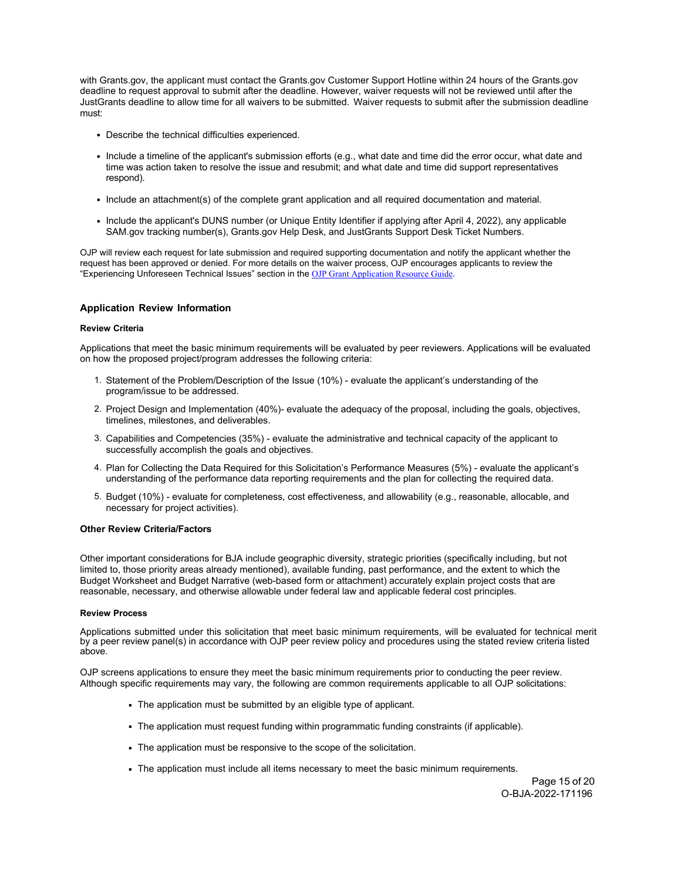with Grants.gov, the applicant must contact the Grants.gov Customer Support Hotline within 24 hours of the Grants.gov deadline to request approval to submit after the deadline. However, waiver requests will not be reviewed until after the JustGrants deadline to allow time for all waivers to be submitted. Waiver requests to submit after the submission deadline must:

- Describe the technical difficulties experienced.
- Include a timeline of the applicant's submission efforts (e.g., what date and time did the error occur, what date and time was action taken to resolve the issue and resubmit; and what date and time did support representatives respond).
- Include an attachment(s) of the complete grant application and all required documentation and material.
- Include the applicant's DUNS number (or Unique Entity Identifier if applying after April 4, 2022), any applicable SAM.gov tracking number(s), Grants.gov Help Desk, and JustGrants Support Desk Ticket Numbers.

OJP will review each request for late submission and required supporting documentation and notify the applicant whether the request has been approved or denied. For more details on the waiver process, OJP encourages applicants to review the "Experiencing Unforeseen Technical Issues" section in the OJP Grant Application Resource Guide.

### Application Review Information

#### Review Criteria

Applications that meet the basic minimum requirements will be evaluated by peer reviewers. Applications will be evaluated on how the proposed project/program addresses the following criteria:

1. Statement of the Problem/Description of the Issue (10%) - evaluate the applicant's understanding of the program/issue to be addressed.
2. Project Design and Implementation (40%)- evaluate the adequacy of the proposal, including the goals, objectives, timelines, milestones, and deliverables.
3. Capabilities and Competencies (35%) - evaluate the administrative and technical capacity of the applicant to successfully accomplish the goals and objectives.
4. Plan for Collecting the Data Required for this Solicitation's Performance Measures (5%) - evaluate the applicant's understanding of the performance data reporting requirements and the plan for collecting the required data.
5. Budget (10%) - evaluate for completeness, cost effectiveness, and allowability (e.g., reasonable, allocable, and necessary for project activities).

#### Other Review Criteria/Factors

Other important considerations for BJA include geographic diversity, strategic priorities (specifically including, but not limited to, those priority areas already mentioned), available funding, past performance, and the extent to which the Budget Worksheet and Budget Narrative (web-based form or attachment) accurately explain project costs that are reasonable, necessary, and otherwise allowable under federal law and applicable federal cost principles.

#### Review Process

Applications submitted under this solicitation that meet basic minimum requirements, will be evaluated for technical merit by a peer review panel(s) in accordance with OJP peer review policy and procedures using the stated review criteria listed above.

OJP screens applications to ensure they meet the basic minimum requirements prior to conducting the peer review. Although specific requirements may vary, the following are common requirements applicable to all OJP solicitations:

- The application must be submitted by an eligible type of applicant.
- The application must request funding within programmatic funding constraints (if applicable).
- The application must be responsive to the scope of the solicitation.
- The application must include all items necessary to meet the basic minimum requirements.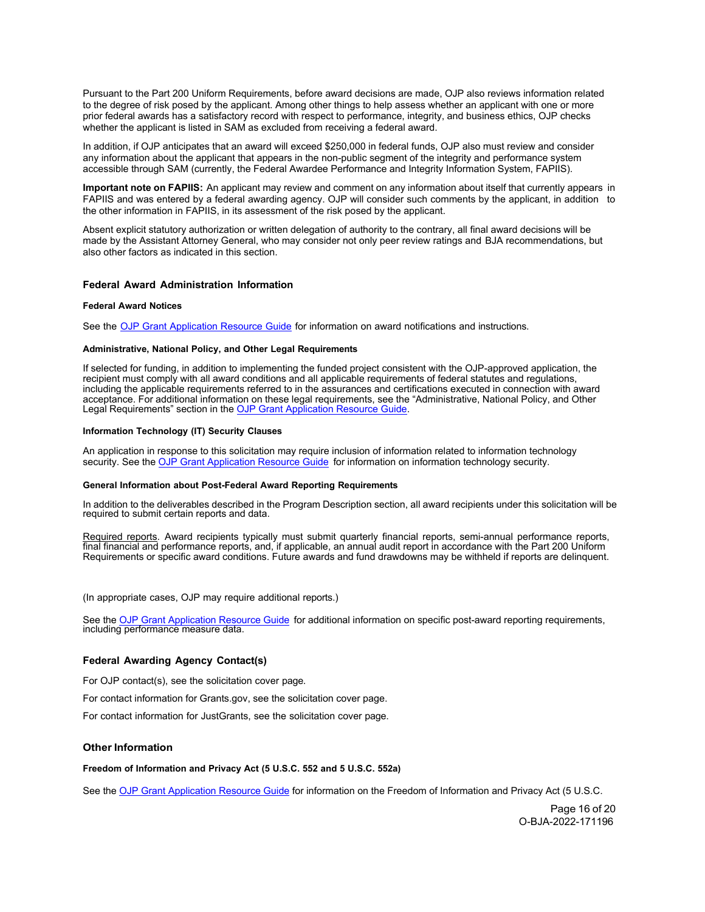Pursuant to the Part 200 Uniform Requirements, before award decisions are made, OJP also reviews information related to the degree of risk posed by the applicant. Among other things to help assess whether an applicant with one or more prior federal awards has a satisfactory record with respect to performance, integrity, and business ethics, OJP checks whether the applicant is listed in SAM as excluded from receiving a federal award.

In addition, if OJP anticipates that an award will exceed $250,000 in federal funds, OJP also must review and consider any information about the applicant that appears in the non-public segment of the integrity and performance system accessible through SAM (currently, the Federal Awardee Performance and Integrity Information System, FAPIIS).

**Important note on FAPIIS:** An applicant may review and comment on any information about itself that currently appears in FAPIIS and was entered by a federal awarding agency. OJP will consider such comments by the applicant, in addition to the other information in FAPIIS, in its assessment of the risk posed by the applicant.

Absent explicit statutory authorization or written delegation of authority to the contrary, all final award decisions will be made by the Assistant Attorney General, who may consider not only peer review ratings and BJA recommendations, but also other factors as indicated in this section.

## Federal Award Administration Information

#### Federal Award Notices

See the OJP Grant Application Resource Guide for information on award notifications and instructions.

#### Administrative, National Policy, and Other Legal Requirements

If selected for funding, in addition to implementing the funded project consistent with the OJP-approved application, the recipient must comply with all award conditions and all applicable requirements of federal statutes and regulations, including the applicable requirements referred to in the assurances and certifications executed in connection with award acceptance. For additional information on these legal requirements, see the "Administrative, National Policy, and Other Legal Requirements" section in the OJP Grant Application Resource Guide.

#### Information Technology (IT) Security Clauses

An application in response to this solicitation may require inclusion of information related to information technology security. See the OJP Grant Application Resource Guide for information on information technology security.

#### General Information about Post-Federal Award Reporting Requirements

In addition to the deliverables described in the Program Description section, all award recipients under this solicitation will be required to submit certain reports and data.

Required reports. Award recipients typically must submit quarterly financial reports, semi-annual performance reports, final financial and performance reports, and, if applicable, an annual audit report in accordance with the Part 200 Uniform Requirements or specific award conditions. Future awards and fund drawdowns may be withheld if reports are delinquent.

(In appropriate cases, OJP may require additional reports.)

See the OJP Grant Application Resource Guide for additional information on specific post-award reporting requirements, including performance measure data.

## Federal Awarding Agency Contact(s)

For OJP contact(s), see the solicitation cover page.

For contact information for Grants.gov, see the solicitation cover page.

For contact information for JustGrants, see the solicitation cover page.

## Other Information

#### Freedom of Information and Privacy Act (5 U.S.C. 552 and 5 U.S.C. 552a)

See the OJP Grant Application Resource Guide for information on the Freedom of Information and Privacy Act (5 U.S.C.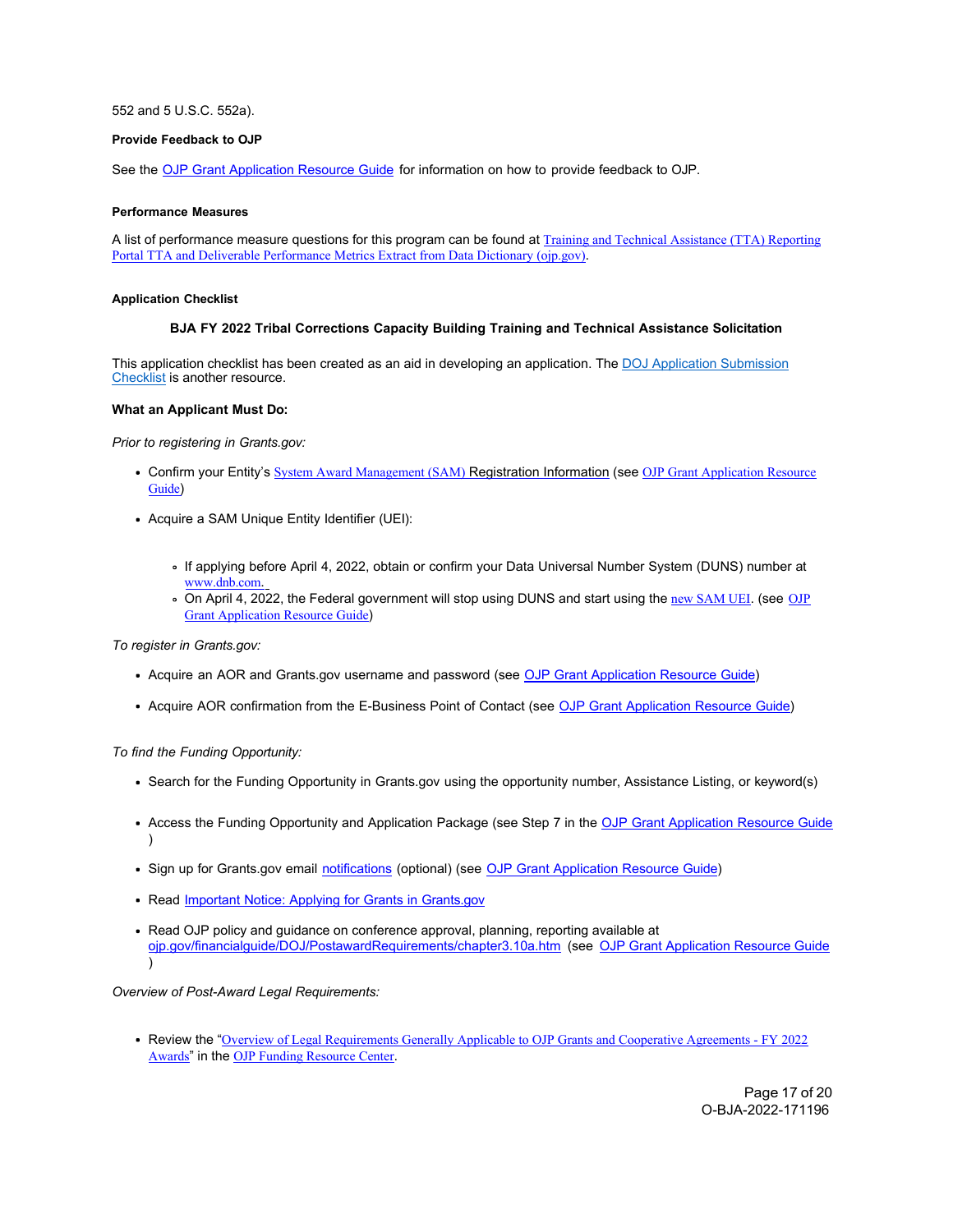552 and 5 U.S.C. 552a).

**Provide Feedback to OJP**

See the OJP Grant Application Resource Guide for information on how to provide feedback to OJP.

**Performance Measures**

A list of performance measure questions for this program can be found at Training and Technical Assistance (TTA) Reporting Portal TTA and Deliverable Performance Metrics Extract from Data Dictionary (ojp.gov).

**Application Checklist**

**BJA FY 2022 Tribal Corrections Capacity Building Training and Technical Assistance Solicitation**

This application checklist has been created as an aid in developing an application. The DOJ Application Submission Checklist is another resource.

**What an Applicant Must Do:**

*Prior to registering in Grants.gov:*

- Confirm your Entity's System Award Management (SAM) Registration Information (see OJP Grant Application Resource Guide)
- Acquire a SAM Unique Entity Identifier (UEI):
  - If applying before April 4, 2022, obtain or confirm your Data Universal Number System (DUNS) number at www.dnb.com.
  - On April 4, 2022, the Federal government will stop using DUNS and start using the new SAM UEI. (see OJP Grant Application Resource Guide)

*To register in Grants.gov:*

- Acquire an AOR and Grants.gov username and password (see OJP Grant Application Resource Guide)
- Acquire AOR confirmation from the E-Business Point of Contact (see OJP Grant Application Resource Guide)

*To find the Funding Opportunity:*

- Search for the Funding Opportunity in Grants.gov using the opportunity number, Assistance Listing, or keyword(s)
- Access the Funding Opportunity and Application Package (see Step 7 in the OJP Grant Application Resource Guide )
- Sign up for Grants.gov email notifications (optional) (see OJP Grant Application Resource Guide)
- Read Important Notice: Applying for Grants in Grants.gov
- Read OJP policy and guidance on conference approval, planning, reporting available at ojp.gov/financialguide/DOJ/PostawardRequirements/chapter3.10a.htm (see OJP Grant Application Resource Guide )

*Overview of Post-Award Legal Requirements:*

- Review the "Overview of Legal Requirements Generally Applicable to OJP Grants and Cooperative Agreements - FY 2022 Awards" in the OJP Funding Resource Center.

O-BJA-2022-171196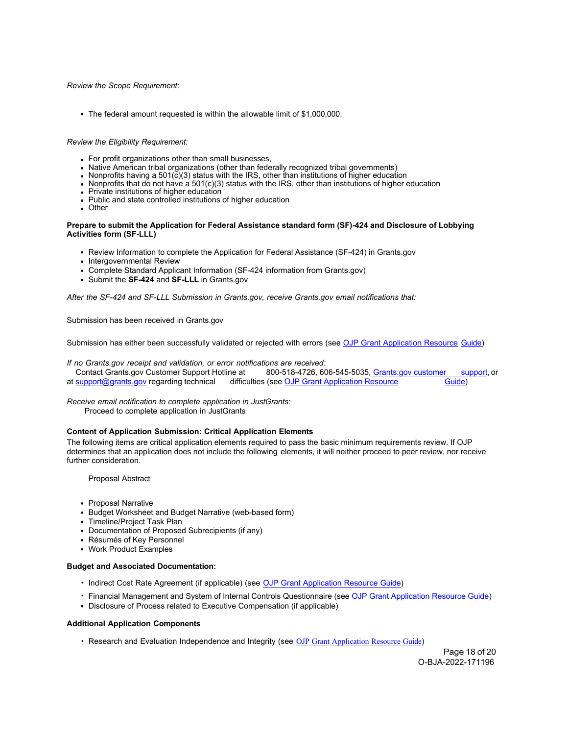*Review the Scope Requirement:*

- The federal amount requested is within the allowable limit of $1,000,000.

*Review the Eligibility Requirement:*

- For profit organizations other than small businesses,
- Native American tribal organizations (other than federally recognized tribal governments)
- Nonprofits having a 501(c)(3) status with the IRS, other than institutions of higher education
- Nonprofits that do not have a 501(c)(3) status with the IRS, other than institutions of higher education
- Private institutions of higher education
- Public and state controlled institutions of higher education
- Other

**Prepare to submit the Application for Federal Assistance standard form (SF)-424 and Disclosure of Lobbying Activities form (SF-LLL)**

- Review Information to complete the Application for Federal Assistance (SF-424) in Grants.gov
- Intergovernmental Review
- Complete Standard Applicant Information (SF-424 information from Grants.gov)
- Submit the **SF-424** and **SF-LLL** in Grants.gov

*After the SF-424 and SF-LLL Submission in Grants.gov, receive Grants.gov email notifications that:*

Submission has been received in Grants.gov

Submission has either been successfully validated or rejected with errors (see OJP Grant Application Resource Guide)

*If no Grants.gov receipt and validation, or error notifications are received:*
Contact Grants.gov Customer Support Hotline at 800-518-4726, 606-545-5035, Grants.gov customer support, or at support@grants.gov regarding technical difficulties (see OJP Grant Application Resource Guide)

*Receive email notification to complete application in JustGrants:*
Proceed to complete application in JustGrants

**Content of Application Submission: Critical Application Elements**

The following items are critical application elements required to pass the basic minimum requirements review. If OJP determines that an application does not include the following elements, it will neither proceed to peer review, nor receive further consideration.

Proposal Abstract

- Proposal Narrative
- Budget Worksheet and Budget Narrative (web-based form)
- Timeline/Project Task Plan
- Documentation of Proposed Subrecipients (if any)
- Résumés of Key Personnel
- Work Product Examples

**Budget and Associated Documentation:**

- Indirect Cost Rate Agreement (if applicable) (see OJP Grant Application Resource Guide)
- Financial Management and System of Internal Controls Questionnaire (see OJP Grant Application Resource Guide)
- Disclosure of Process related to Executive Compensation (if applicable)

**Additional Application Components**

- Research and Evaluation Independence and Integrity (see OJP Grant Application Resource Guide)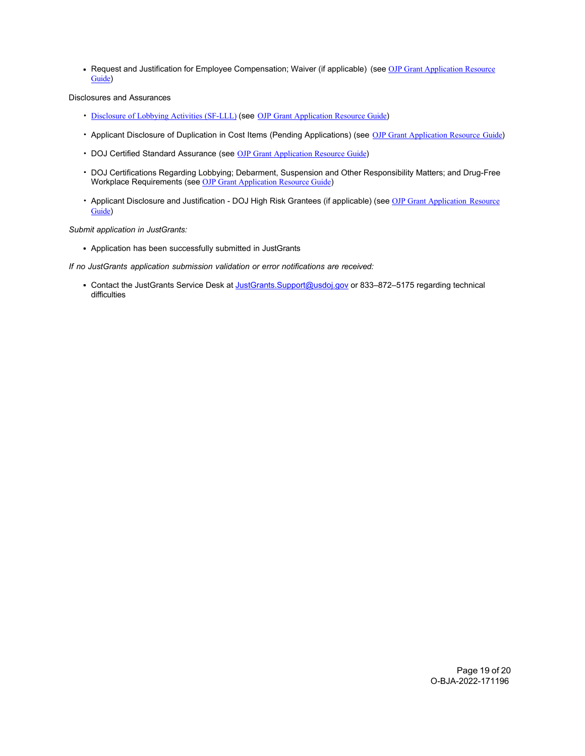- Request and Justification for Employee Compensation; Waiver (if applicable) (see OJP Grant Application Resource Guide)

Disclosures and Assurances

- Disclosure of Lobbying Activities (SF-LLL) (see OJP Grant Application Resource Guide)
- Applicant Disclosure of Duplication in Cost Items (Pending Applications) (see OJP Grant Application Resource Guide)
- DOJ Certified Standard Assurance (see OJP Grant Application Resource Guide)
- DOJ Certifications Regarding Lobbying; Debarment, Suspension and Other Responsibility Matters; and Drug-Free Workplace Requirements (see OJP Grant Application Resource Guide)
- Applicant Disclosure and Justification - DOJ High Risk Grantees (if applicable) (see OJP Grant Application Resource Guide)

*Submit application in JustGrants:*

- Application has been successfully submitted in JustGrants

*If no JustGrants application submission validation or error notifications are received:*

- Contact the JustGrants Service Desk at JustGrants.Support@usdoj.gov or 833–872–5175 regarding technical difficulties